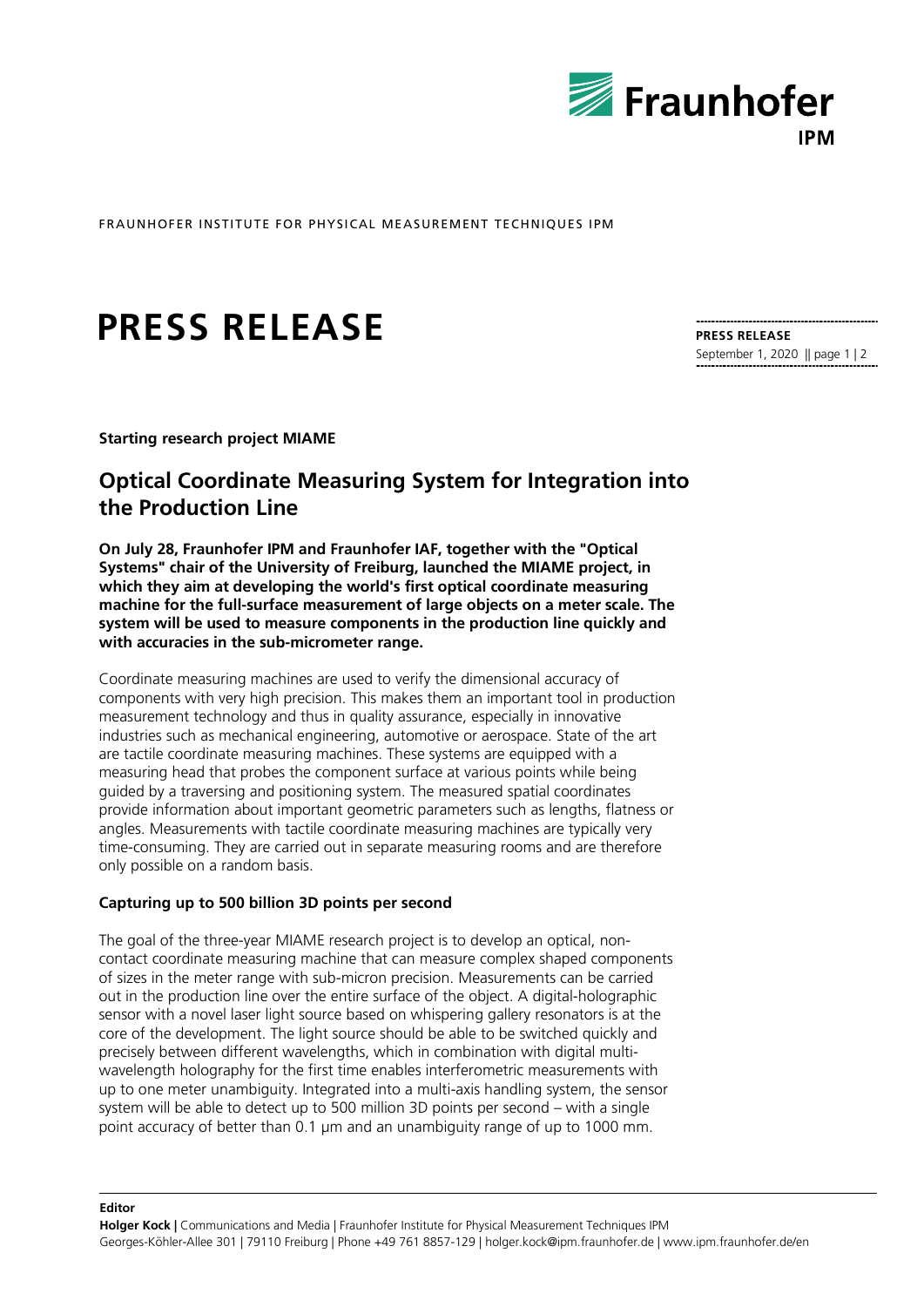FRAUNHOFER INSTITUTE FOR PHYSICAL MEASUREMENT TECHNIQUES IPM

# PRESS RELEASE

**PRESS RELEASE**
September 1, 2020

**Starting research project MIAME**

## Optical Coordinate Measuring System for Integration into the Production Line

**On July 28, Fraunhofer IPM and Fraunhofer IAF, together with the "Optical Systems" chair of the University of Freiburg, launched the MIAME project, in which they aim at developing the world's first optical coordinate measuring machine for the full-surface measurement of large objects on a meter scale. The system will be used to measure components in the production line quickly and with accuracies in the sub-micrometer range.**

Coordinate measuring machines are used to verify the dimensional accuracy of components with very high precision. This makes them an important tool in production measurement technology and thus in quality assurance, especially in innovative industries such as mechanical engineering, automotive or aerospace. State of the art are tactile coordinate measuring machines. These systems are equipped with a measuring head that probes the component surface at various points while being guided by a traversing and positioning system. The measured spatial coordinates provide information about important geometric parameters such as lengths, flatness or angles. Measurements with tactile coordinate measuring machines are typically very time-consuming. They are carried out in separate measuring rooms and are therefore only possible on a random basis.

### Capturing up to 500 billion 3D points per second

The goal of the three-year MIAME research project is to develop an optical, non-contact coordinate measuring machine that can measure complex shaped components of sizes in the meter range with sub-micron precision. Measurements can be carried out in the production line over the entire surface of the object. A digital-holographic sensor with a novel laser light source based on whispering gallery resonators is at the core of the development. The light source should be able to be switched quickly and precisely between different wavelengths, which in combination with digital multi-wavelength holography for the first time enables interferometric measurements with up to one meter unambiguity. Integrated into a multi-axis handling system, the sensor system will be able to detect up to 500 million 3D points per second – with a single point accuracy of better than 0.1 µm and an unambiguity range of up to 1000 mm.

**Editor**
**Holger Kock |** Communications and Media | Fraunhofer Institute for Physical Measurement Techniques IPM
Georges-Köhler-Allee 301 | 79110 Freiburg | Phone +49 761 8857-129 | holger.kock@ipm.fraunhofer.de | www.ipm.fraunhofer.de/en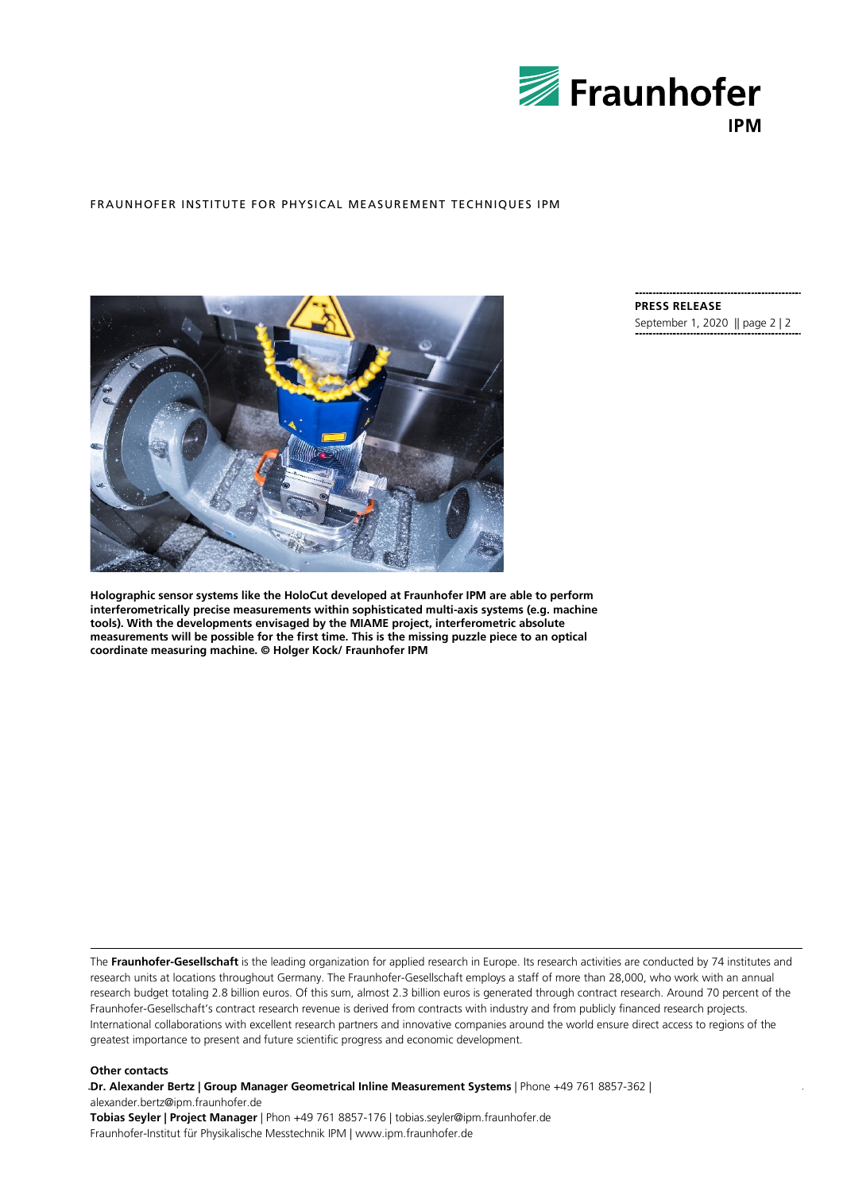Holographic sensor systems like the HoloCut developed at Fraunhofer IPM are able to perform interferometrically precise measurements within sophisticated multi-axis systems (e.g. machine tools). With the developments envisaged by the MIAME project, interferometric absolute measurements will be possible for the first time. This is the missing puzzle piece to an optical coordinate measuring machine. © Holger Kock/ Fraunhofer IPM

The **Fraunhofer-Gesellschaft** is the leading organization for applied research in Europe. Its research activities are conducted by 74 institutes and research units at locations throughout Germany. The Fraunhofer-Gesellschaft employs a staff of more than 28,000, who work with an annual research budget totaling 2.8 billion euros. Of this sum, almost 2.3 billion euros is generated through contract research. Around 70 percent of the Fraunhofer-Gesellschaft's contract research revenue is derived from contracts with industry and from publicly financed research projects. International collaborations with excellent research partners and innovative companies around the world ensure direct access to regions of the greatest importance to present and future scientific progress and economic development.

**Other contacts**

**Dr. Alexander Bertz | Group Manager Geometrical Inline Measurement Systems** | Phone +49 761 8857-362 | alexander.bertz@ipm.fraunhofer.de

**Tobias Seyler | Project Manager** | Phon +49 761 8857-176 | tobias.seyler@ipm.fraunhofer.de

Fraunhofer-Institut für Physikalische Messtechnik IPM | www.ipm.fraunhofer.de